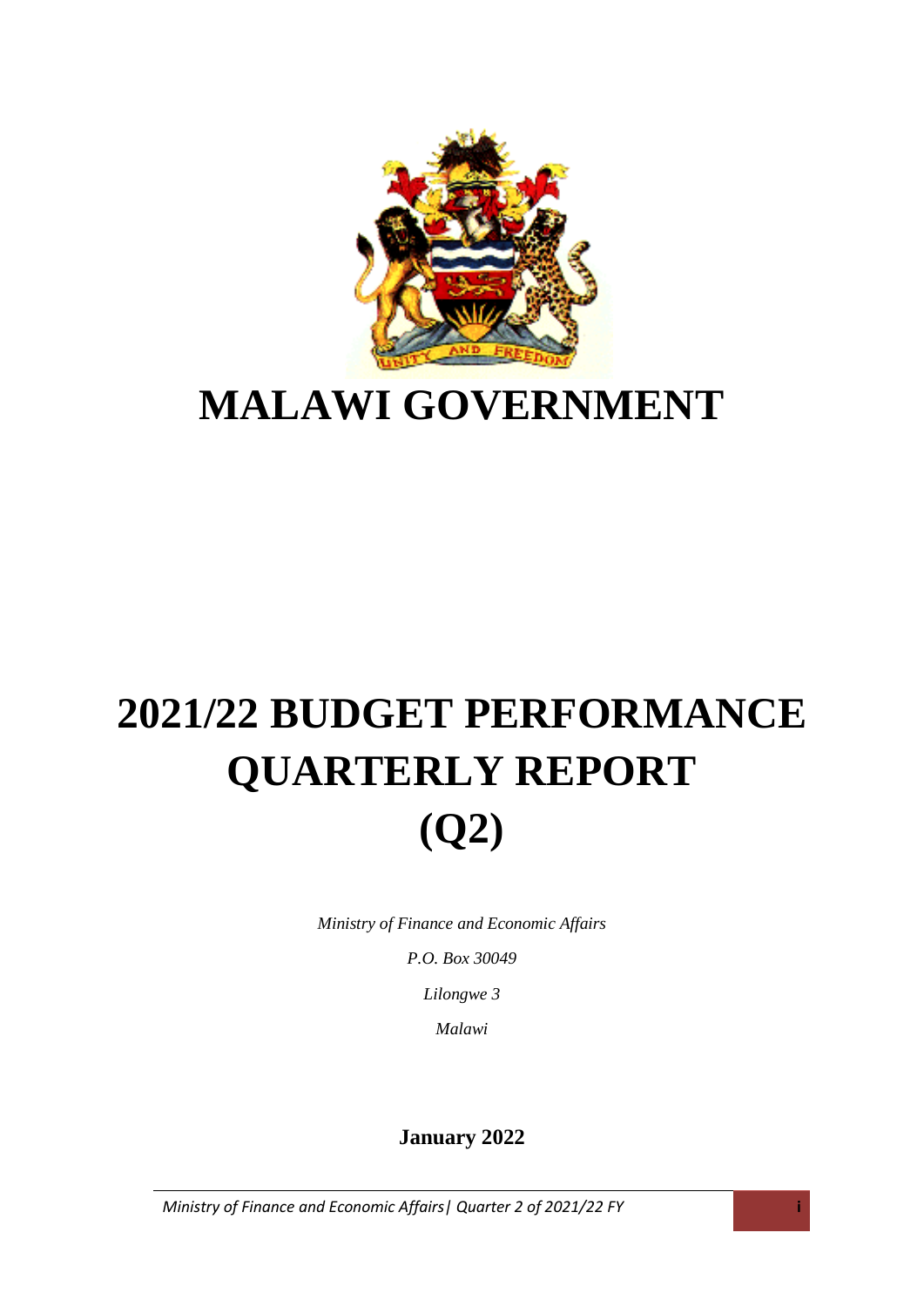# MALAWI GOVERNMENT

# 2021/22 BUDGET PERFORMANCE QUARTERLY REPORT (Q2)

*Ministry of Finance and Economic Affairs*

*P.O. Box 30049*

*Lilongwe 3*

*Malawi*

**January 2022**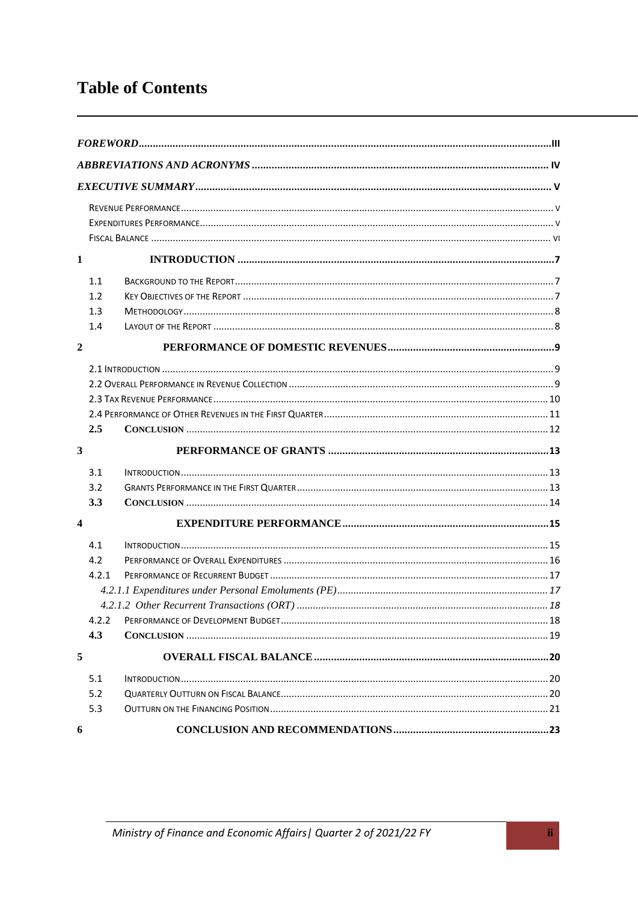# Table of Contents

*FOREWORD* ..... III

*ABBREVIATIONS AND ACRONYMS* ..... IV

*EXECUTIVE SUMMARY* ..... V

- Revenue Performance ..... v
- Expenditures Performance ..... v
- Fiscal Balance ..... vi

**1 INTRODUCTION** ..... 7

- 1.1 Background to the Report ..... 7
- 1.2 Key Objectives of the Report ..... 7
- 1.3 Methodology ..... 8
- 1.4 Layout of the Report ..... 8

**2 PERFORMANCE OF DOMESTIC REVENUES** ..... 9

- 2.1 Introduction ..... 9
- 2.2 Overall Performance in Revenue Collection ..... 9
- 2.3 Tax Revenue Performance ..... 10
- 2.4 Performance of Other Revenues in the First Quarter ..... 11
- **2.5 Conclusion** ..... 12

**3 PERFORMANCE OF GRANTS** ..... 13

- 3.1 Introduction ..... 13
- 3.2 Grants Performance in the First Quarter ..... 13
- **3.3 Conclusion** ..... 14

**4 EXPENDITURE PERFORMANCE** ..... 15

- 4.1 Introduction ..... 15
- 4.2 Performance of Overall Expenditures ..... 16
- 4.2.1 Performance of Recurrent Budget ..... 17
  - *4.2.1.1 Expenditures under Personal Emoluments (PE)* ..... 17
  - *4.2.1.2 Other Recurrent Transactions (ORT)* ..... 18
- 4.2.2 Performance of Development Budget ..... 18
- **4.3 Conclusion** ..... 19

**5 OVERALL FISCAL BALANCE** ..... 20

- 5.1 Introduction ..... 20
- 5.2 Quarterly Outturn on Fiscal Balance ..... 20
- 5.3 Outturn on the Financing Position ..... 21

**6 CONCLUSION AND RECOMMENDATIONS** ..... 23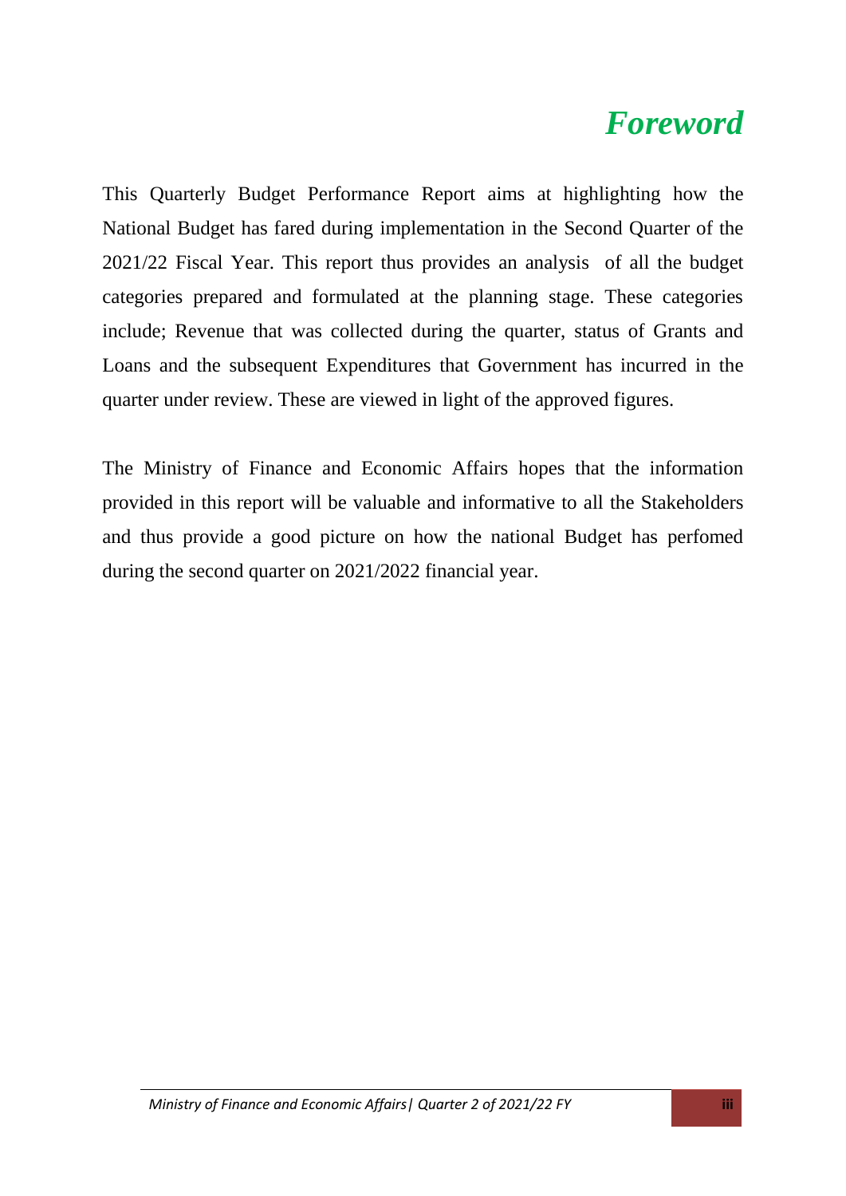# *Foreword*

This Quarterly Budget Performance Report aims at highlighting how the National Budget has fared during implementation in the Second Quarter of the 2021/22 Fiscal Year. This report thus provides an analysis of all the budget categories prepared and formulated at the planning stage. These categories include; Revenue that was collected during the quarter, status of Grants and Loans and the subsequent Expenditures that Government has incurred in the quarter under review. These are viewed in light of the approved figures.

The Ministry of Finance and Economic Affairs hopes that the information provided in this report will be valuable and informative to all the Stakeholders and thus provide a good picture on how the national Budget has perfomed during the second quarter on 2021/2022 financial year.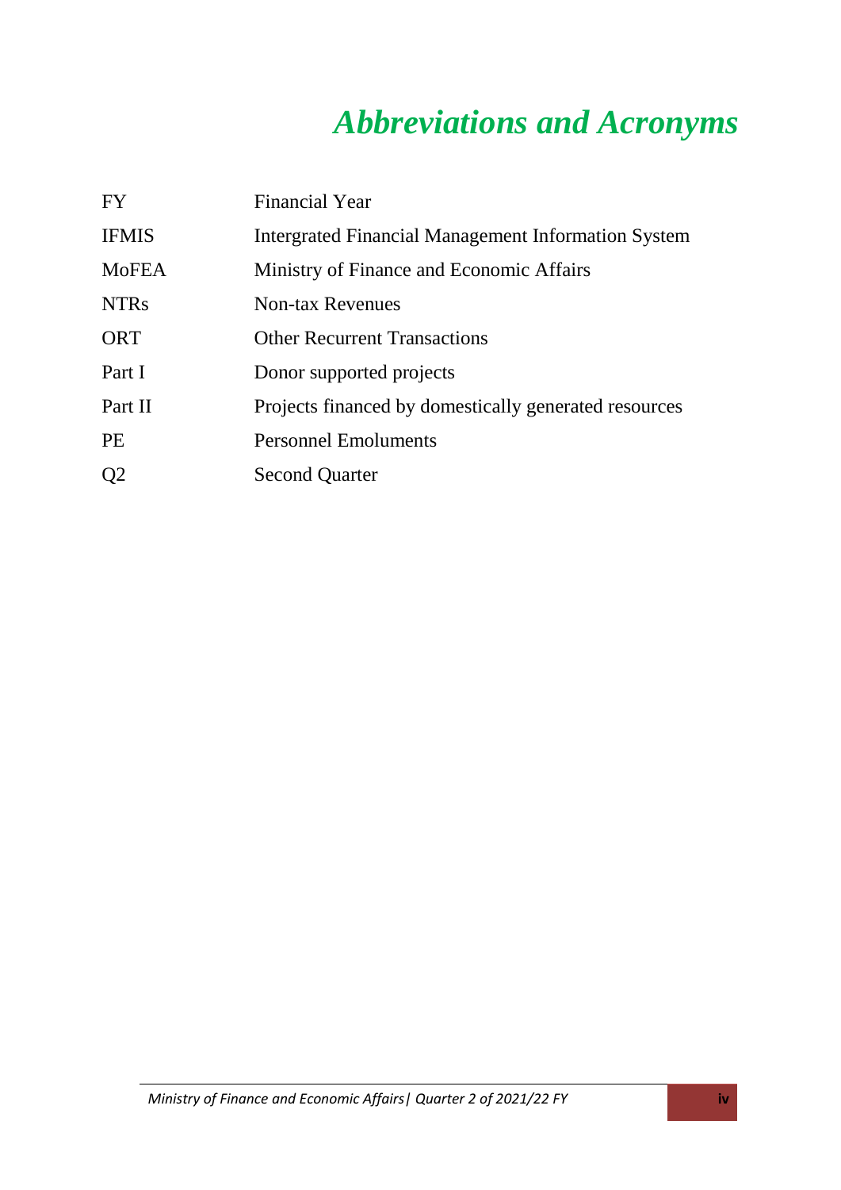# *Abbreviations and Acronyms*

| | |
|---|---|
| FY | Financial Year |
| IFMIS | Intergrated Financial Management Information System |
| MoFEA | Ministry of Finance and Economic Affairs |
| NTRs | Non-tax Revenues |
| ORT | Other Recurrent Transactions |
| Part I | Donor supported projects |
| Part II | Projects financed by domestically generated resources |
| PE | Personnel Emoluments |
| Q2 | Second Quarter |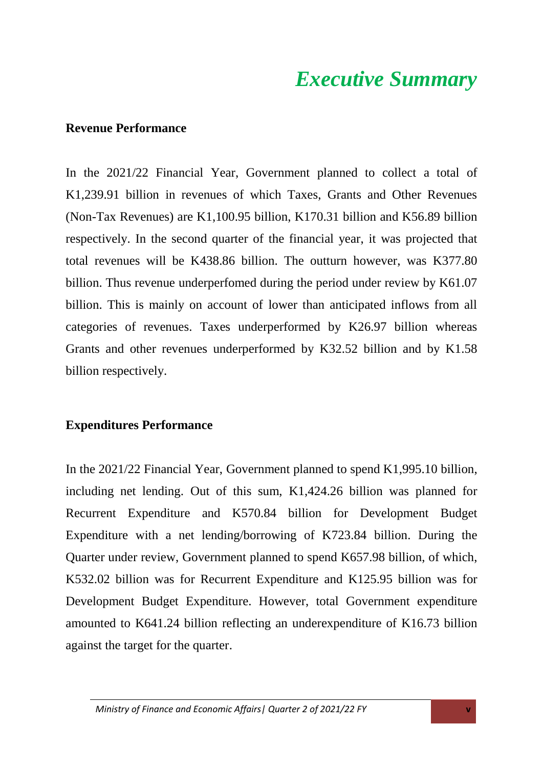# *Executive Summary*

**Revenue Performance**

In the 2021/22 Financial Year, Government planned to collect a total of K1,239.91 billion in revenues of which Taxes, Grants and Other Revenues (Non-Tax Revenues) are K1,100.95 billion, K170.31 billion and K56.89 billion respectively. In the second quarter of the financial year, it was projected that total revenues will be K438.86 billion. The outturn however, was K377.80 billion. Thus revenue underperfomed during the period under review by K61.07 billion. This is mainly on account of lower than anticipated inflows from all categories of revenues. Taxes underperformed by K26.97 billion whereas Grants and other revenues underperformed by K32.52 billion and by K1.58 billion respectively.

**Expenditures Performance**

In the 2021/22 Financial Year, Government planned to spend K1,995.10 billion, including net lending. Out of this sum, K1,424.26 billion was planned for Recurrent Expenditure and K570.84 billion for Development Budget Expenditure with a net lending/borrowing of K723.84 billion. During the Quarter under review, Government planned to spend K657.98 billion, of which, K532.02 billion was for Recurrent Expenditure and K125.95 billion was for Development Budget Expenditure. However, total Government expenditure amounted to K641.24 billion reflecting an underexpenditure of K16.73 billion against the target for the quarter.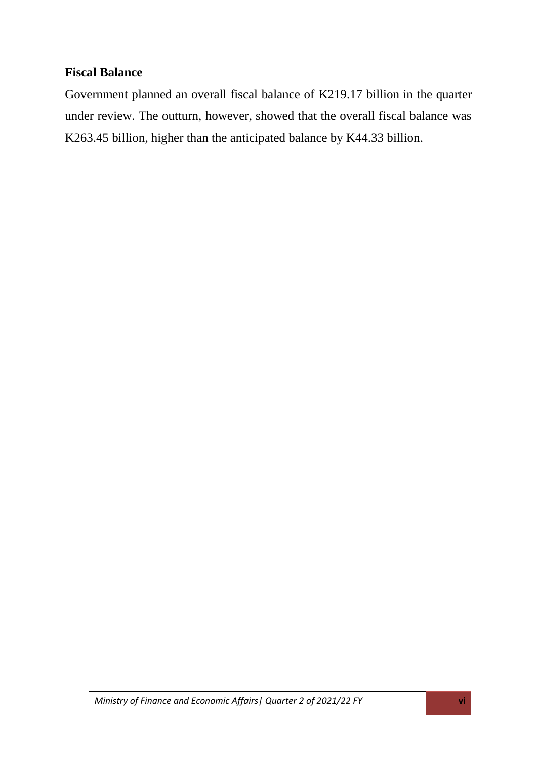## Fiscal Balance

Government planned an overall fiscal balance of K219.17 billion in the quarter under review. The outturn, however, showed that the overall fiscal balance was K263.45 billion, higher than the anticipated balance by K44.33 billion.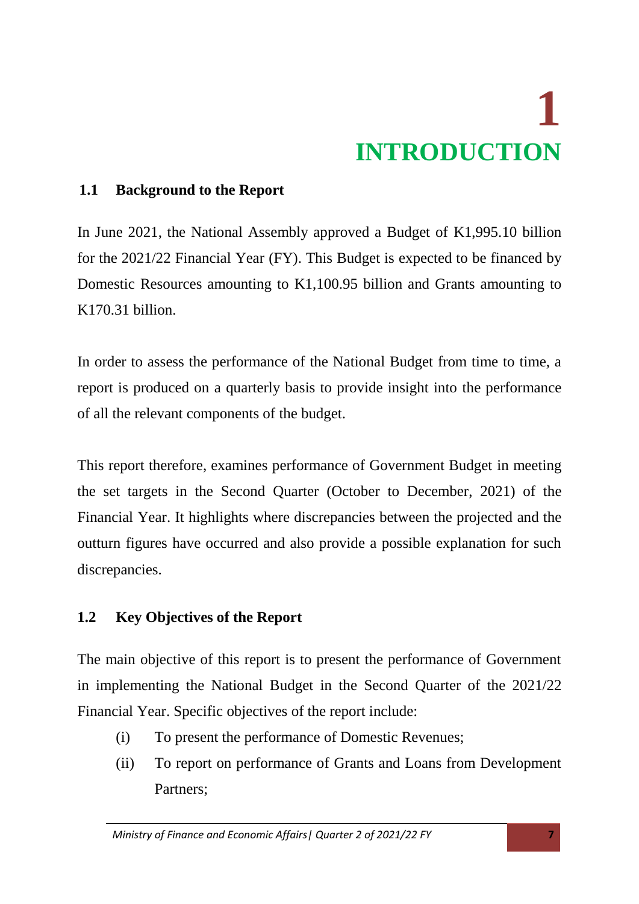# 1 INTRODUCTION

## 1.1 Background to the Report

In June 2021, the National Assembly approved a Budget of K1,995.10 billion for the 2021/22 Financial Year (FY). This Budget is expected to be financed by Domestic Resources amounting to K1,100.95 billion and Grants amounting to K170.31 billion.

In order to assess the performance of the National Budget from time to time, a report is produced on a quarterly basis to provide insight into the performance of all the relevant components of the budget.

This report therefore, examines performance of Government Budget in meeting the set targets in the Second Quarter (October to December, 2021) of the Financial Year. It highlights where discrepancies between the projected and the outturn figures have occurred and also provide a possible explanation for such discrepancies.

## 1.2 Key Objectives of the Report

The main objective of this report is to present the performance of Government in implementing the National Budget in the Second Quarter of the 2021/22 Financial Year. Specific objectives of the report include:

(i) To present the performance of Domestic Revenues;

(ii) To report on performance of Grants and Loans from Development Partners;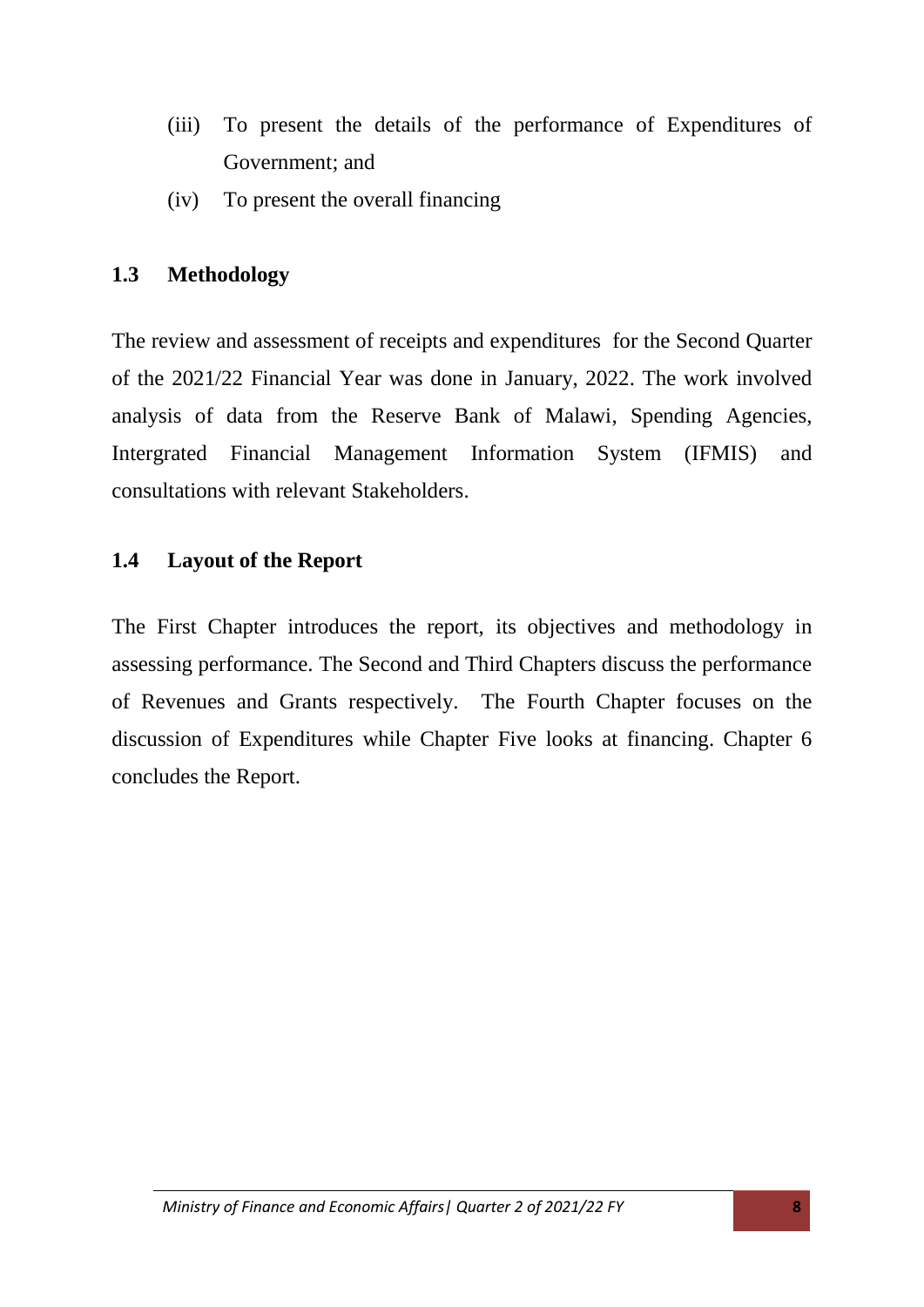(iii) To present the details of the performance of Expenditures of Government; and

(iv) To present the overall financing

## 1.3 Methodology

The review and assessment of receipts and expenditures for the Second Quarter of the 2021/22 Financial Year was done in January, 2022. The work involved analysis of data from the Reserve Bank of Malawi, Spending Agencies, Intergrated Financial Management Information System (IFMIS) and consultations with relevant Stakeholders.

## 1.4 Layout of the Report

The First Chapter introduces the report, its objectives and methodology in assessing performance. The Second and Third Chapters discuss the performance of Revenues and Grants respectively. The Fourth Chapter focuses on the discussion of Expenditures while Chapter Five looks at financing. Chapter 6 concludes the Report.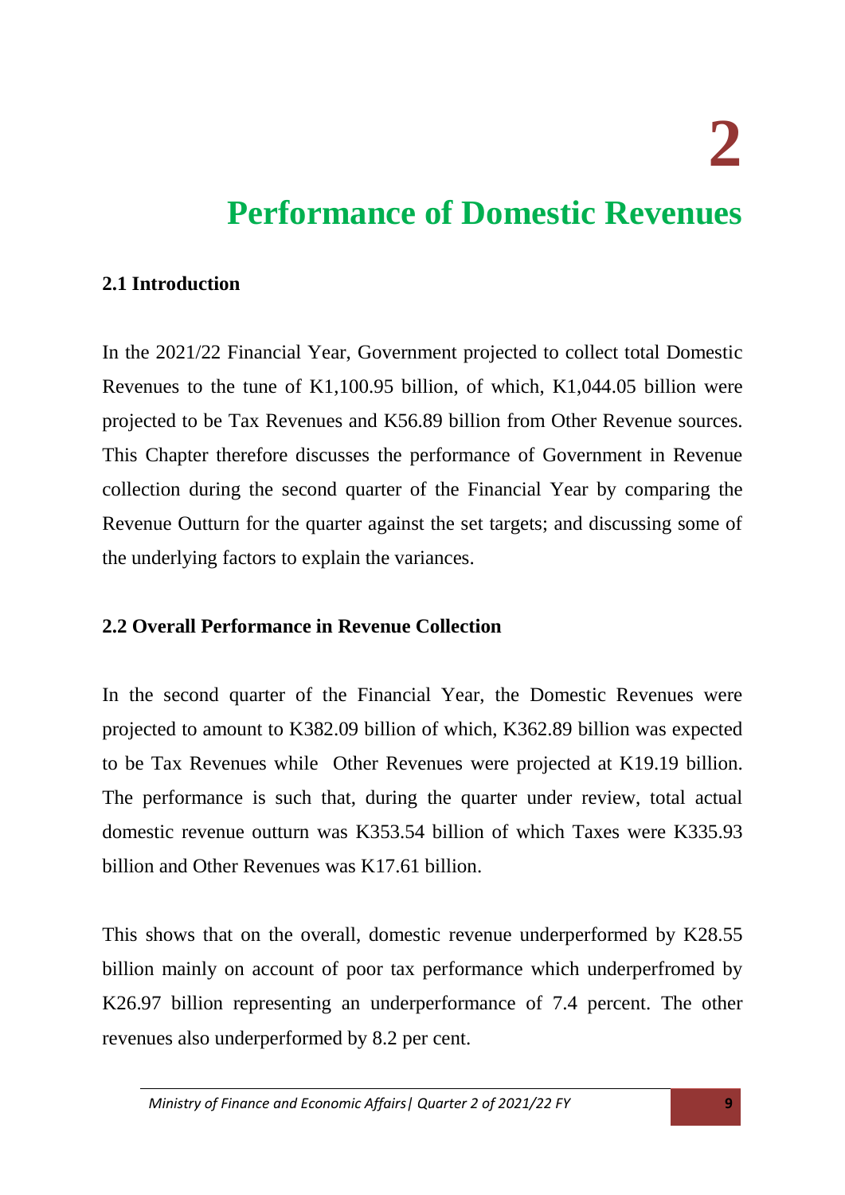# 2

# Performance of Domestic Revenues

## 2.1 Introduction

In the 2021/22 Financial Year, Government projected to collect total Domestic Revenues to the tune of K1,100.95 billion, of which, K1,044.05 billion were projected to be Tax Revenues and K56.89 billion from Other Revenue sources. This Chapter therefore discusses the performance of Government in Revenue collection during the second quarter of the Financial Year by comparing the Revenue Outturn for the quarter against the set targets; and discussing some of the underlying factors to explain the variances.

## 2.2 Overall Performance in Revenue Collection

In the second quarter of the Financial Year, the Domestic Revenues were projected to amount to K382.09 billion of which, K362.89 billion was expected to be Tax Revenues while Other Revenues were projected at K19.19 billion. The performance is such that, during the quarter under review, total actual domestic revenue outturn was K353.54 billion of which Taxes were K335.93 billion and Other Revenues was K17.61 billion.

This shows that on the overall, domestic revenue underperformed by K28.55 billion mainly on account of poor tax performance which underperfromed by K26.97 billion representing an underperformance of 7.4 percent. The other revenues also underperformed by 8.2 per cent.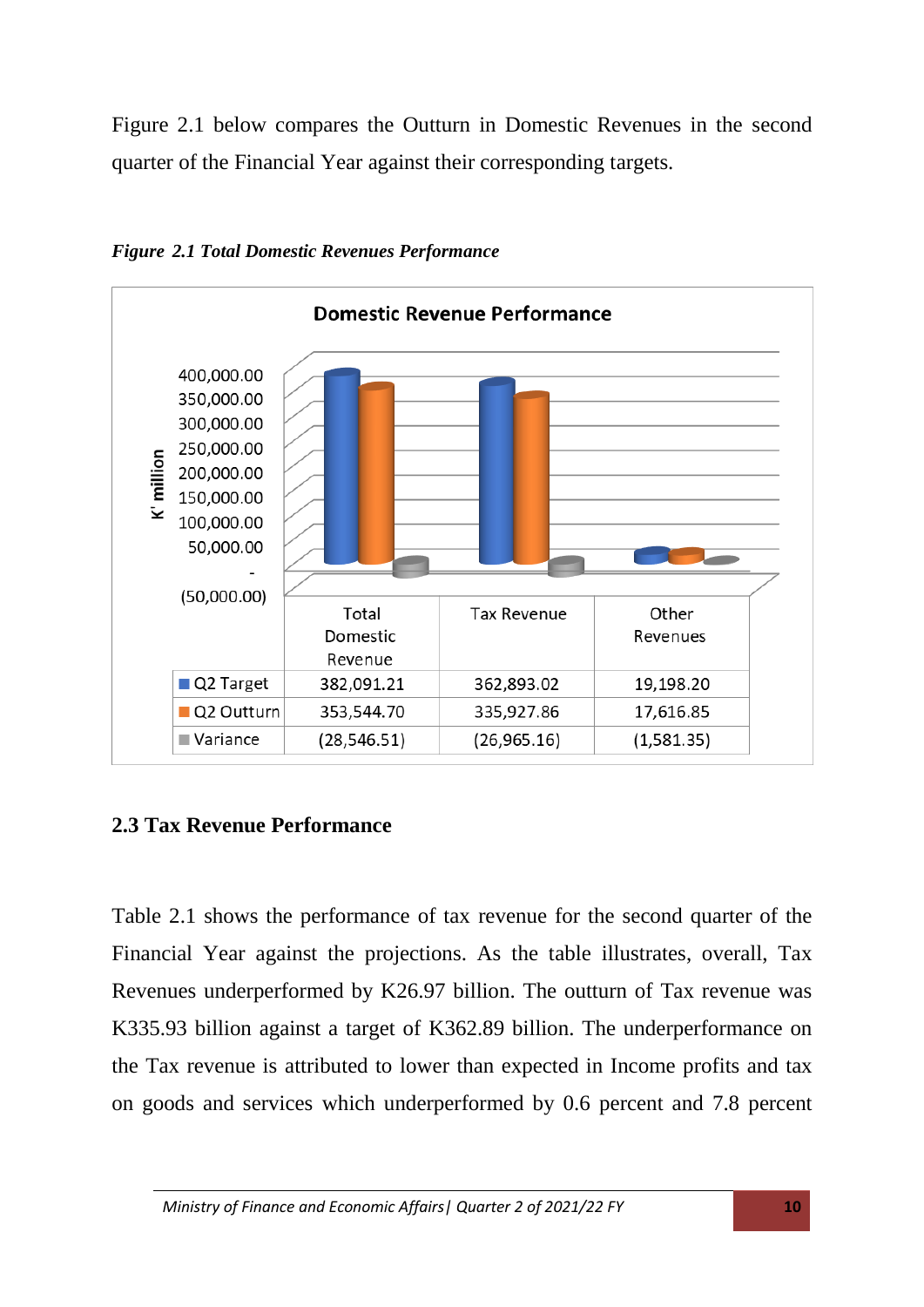Figure 2.1 below compares the Outturn in Domestic Revenues in the second quarter of the Financial Year against their corresponding targets.

***Figure 2.1 Total Domestic Revenues Performance***

**Domestic Revenue Performance**

|  | Total Domestic Revenue | Tax Revenue | Other Revenues |
|---|---|---|---|
| Q2 Target | 382,091.21 | 362,893.02 | 19,198.20 |
| Q2 Outturn | 353,544.70 | 335,927.86 | 17,616.85 |
| Variance | (28,546.51) | (26,965.16) | (1,581.35) |

## 2.3 Tax Revenue Performance

Table 2.1 shows the performance of tax revenue for the second quarter of the Financial Year against the projections. As the table illustrates, overall, Tax Revenues underperformed by K26.97 billion. The outturn of Tax revenue was K335.93 billion against a target of K362.89 billion. The underperformance on the Tax revenue is attributed to lower than expected in Income profits and tax on goods and services which underperformed by 0.6 percent and 7.8 percent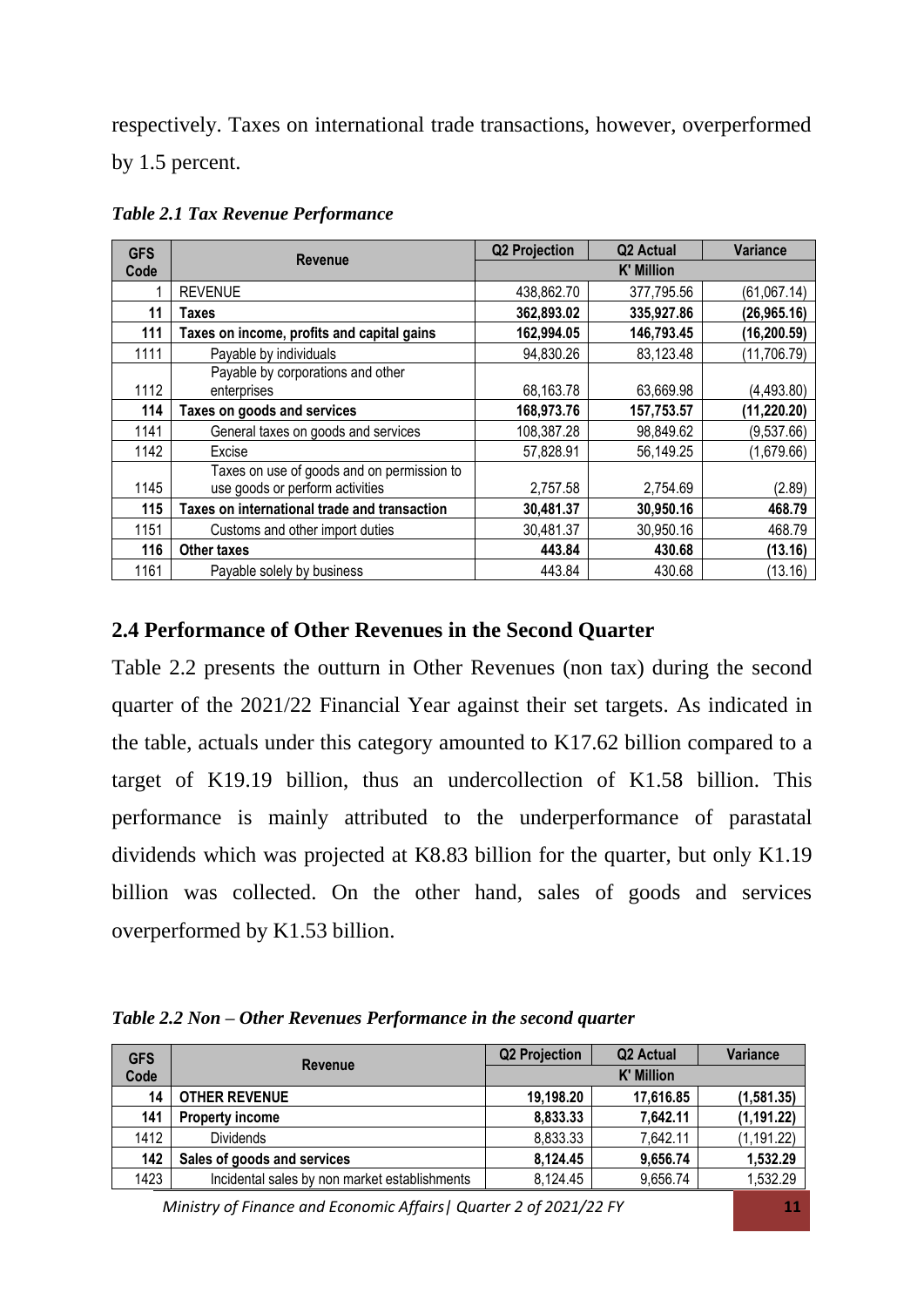respectively. Taxes on international trade transactions, however, overperformed by 1.5 percent.

*Table 2.1 Tax Revenue Performance*

| GFS Code | Revenue | Q2 Projection | Q2 Actual | Variance |
|---|---|---|---|---|
| | | K' Million | | |
| 1 | REVENUE | 438,862.70 | 377,795.56 | (61,067.14) |
| **11** | **Taxes** | **362,893.02** | **335,927.86** | **(26,965.16)** |
| **111** | **Taxes on income, profits and capital gains** | **162,994.05** | **146,793.45** | **(16,200.59)** |
| 1111 | Payable by individuals | 94,830.26 | 83,123.48 | (11,706.79) |
| 1112 | Payable by corporations and other enterprises | 68,163.78 | 63,669.98 | (4,493.80) |
| **114** | **Taxes on goods and services** | **168,973.76** | **157,753.57** | **(11,220.20)** |
| 1141 | General taxes on goods and services | 108,387.28 | 98,849.62 | (9,537.66) |
| 1142 | Excise | 57,828.91 | 56,149.25 | (1,679.66) |
| 1145 | Taxes on use of goods and on permission to use goods or perform activities | 2,757.58 | 2,754.69 | (2.89) |
| **115** | **Taxes on international trade and transaction** | **30,481.37** | **30,950.16** | **468.79** |
| 1151 | Customs and other import duties | 30,481.37 | 30,950.16 | 468.79 |
| **116** | **Other taxes** | **443.84** | **430.68** | **(13.16)** |
| 1161 | Payable solely by business | 443.84 | 430.68 | (13.16) |

## 2.4 Performance of Other Revenues in the Second Quarter

Table 2.2 presents the outturn in Other Revenues (non tax) during the second quarter of the 2021/22 Financial Year against their set targets. As indicated in the table, actuals under this category amounted to K17.62 billion compared to a target of K19.19 billion, thus an undercollection of K1.58 billion. This performance is mainly attributed to the underperformance of parastatal dividends which was projected at K8.83 billion for the quarter, but only K1.19 billion was collected. On the other hand, sales of goods and services overperformed by K1.53 billion.

*Table 2.2 Non – Other Revenues Performance in the second quarter*

| GFS Code | Revenue | Q2 Projection | Q2 Actual | Variance |
|---|---|---|---|---|
| | | K' Million | | |
| **14** | **OTHER REVENUE** | **19,198.20** | **17,616.85** | **(1,581.35)** |
| **141** | **Property income** | **8,833.33** | **7,642.11** | **(1,191.22)** |
| 1412 | Dividends | 8,833.33 | 7,642.11 | (1,191.22) |
| **142** | **Sales of goods and services** | **8,124.45** | **9,656.74** | **1,532.29** |
| 1423 | Incidental sales by non market establishments | 8,124.45 | 9,656.74 | 1,532.29 |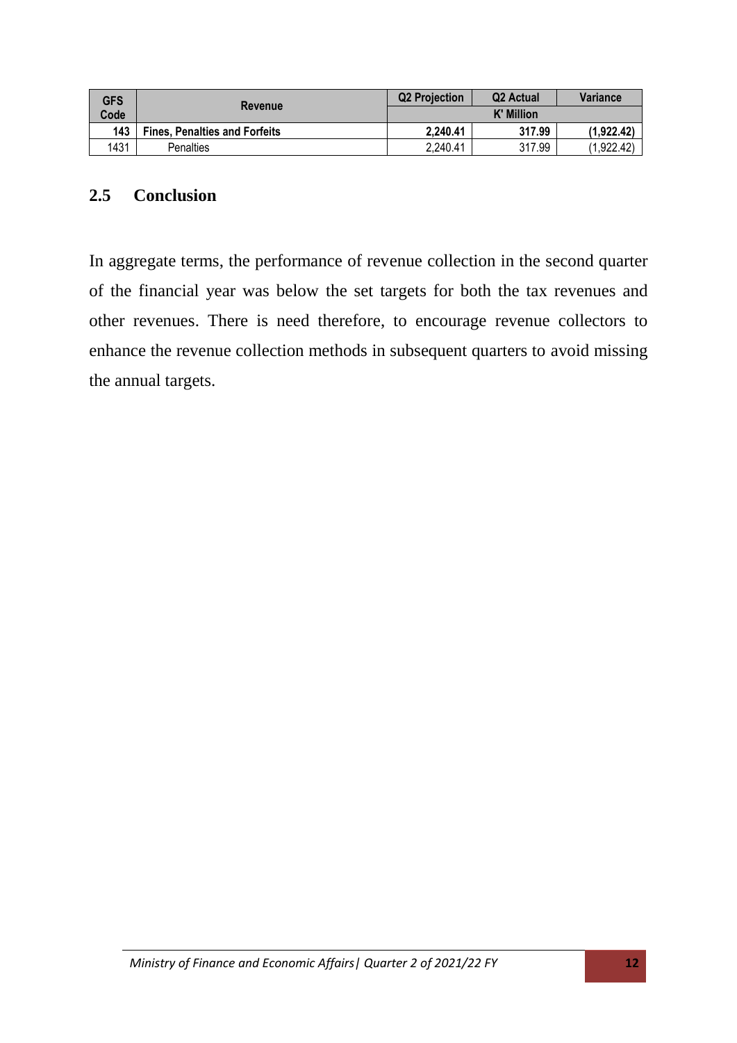| GFS Code | Revenue | Q2 Projection | Q2 Actual | Variance |
|---|---|---|---|---|
| | | K' Million | | |
| **143** | **Fines, Penalties and Forfeits** | **2,240.41** | **317.99** | **(1,922.42)** |
| 1431 | Penalties | 2,240.41 | 317.99 | (1,922.42) |

## 2.5 Conclusion

In aggregate terms, the performance of revenue collection in the second quarter of the financial year was below the set targets for both the tax revenues and other revenues. There is need therefore, to encourage revenue collectors to enhance the revenue collection methods in subsequent quarters to avoid missing the annual targets.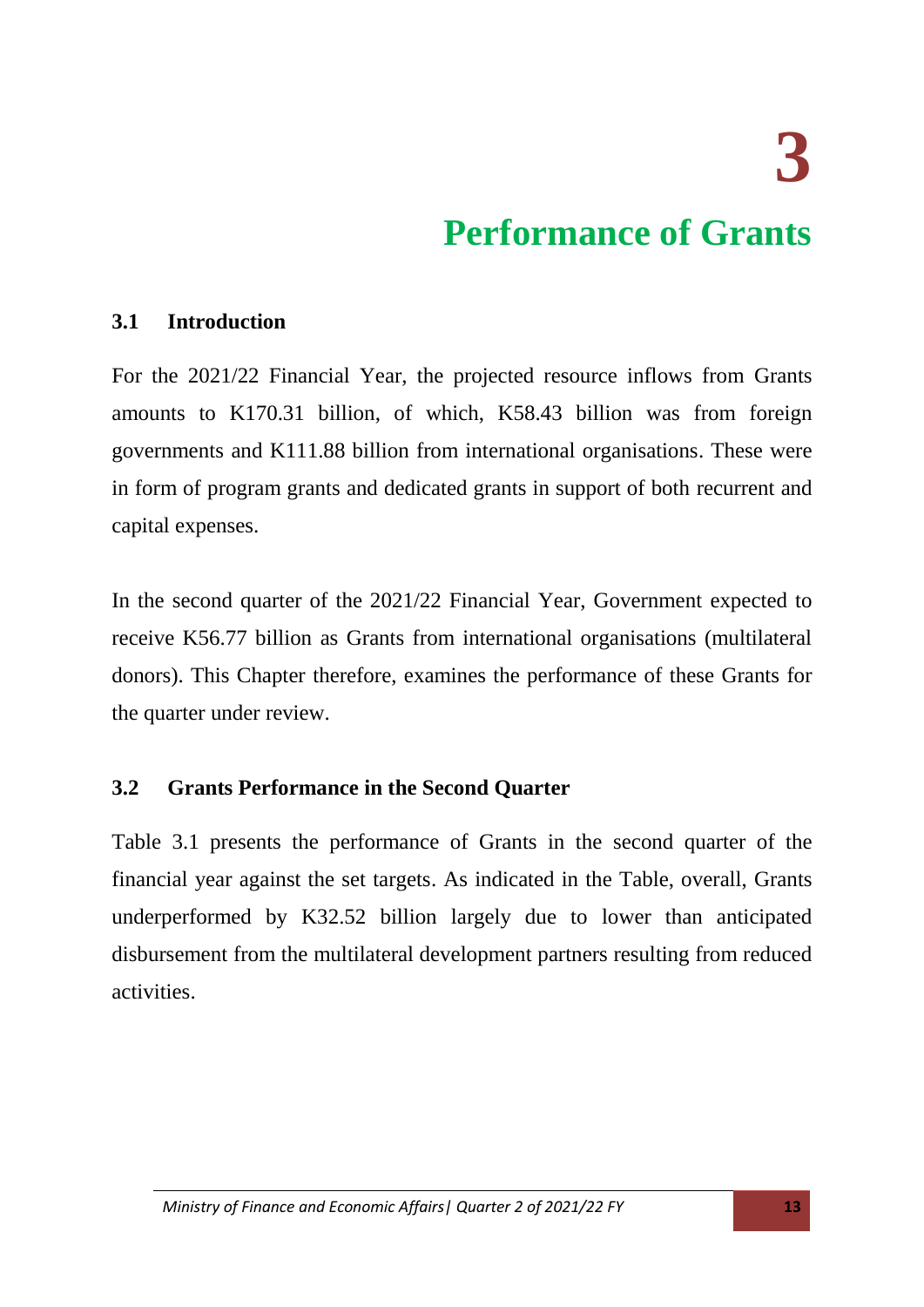# 3

# Performance of Grants

## 3.1 Introduction

For the 2021/22 Financial Year, the projected resource inflows from Grants amounts to K170.31 billion, of which, K58.43 billion was from foreign governments and K111.88 billion from international organisations. These were in form of program grants and dedicated grants in support of both recurrent and capital expenses.

In the second quarter of the 2021/22 Financial Year, Government expected to receive K56.77 billion as Grants from international organisations (multilateral donors). This Chapter therefore, examines the performance of these Grants for the quarter under review.

## 3.2 Grants Performance in the Second Quarter

Table 3.1 presents the performance of Grants in the second quarter of the financial year against the set targets. As indicated in the Table, overall, Grants underperformed by K32.52 billion largely due to lower than anticipated disbursement from the multilateral development partners resulting from reduced activities.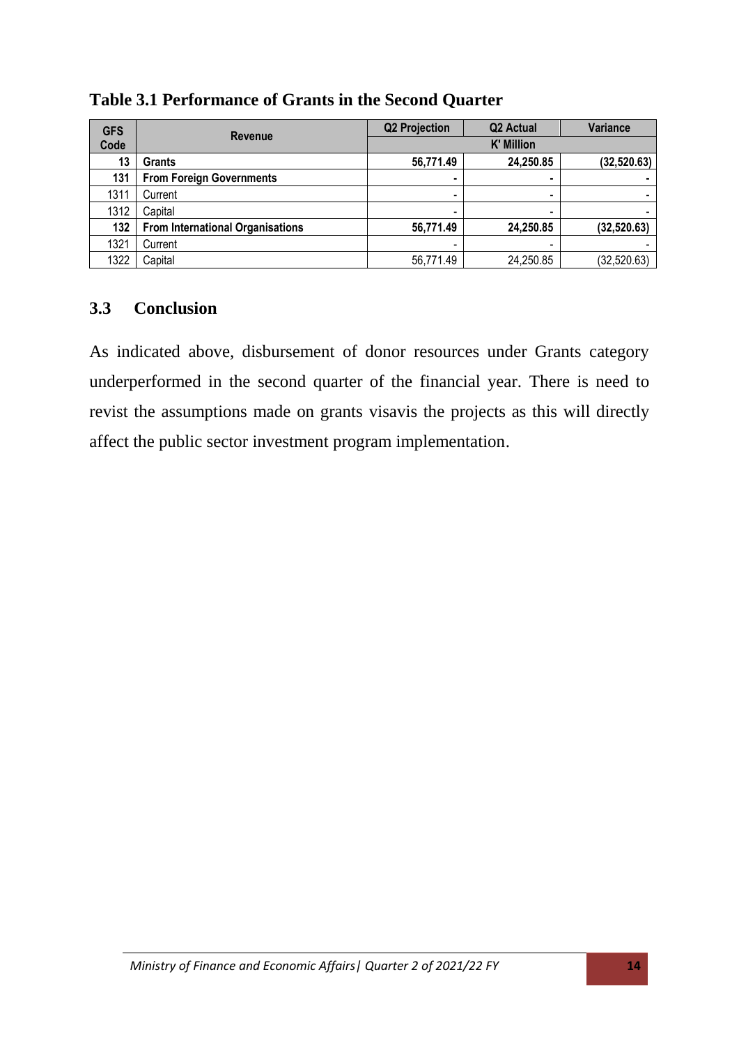**Table 3.1 Performance of Grants in the Second Quarter**

| GFS Code | Revenue | Q2 Projection | Q2 Actual | Variance |
|---|---|---|---|---|
| | | K' Million | | |
| **13** | **Grants** | **56,771.49** | **24,250.85** | **(32,520.63)** |
| **131** | **From Foreign Governments** | **-** | **-** | **-** |
| 1311 | Current | - | - | - |
| 1312 | Capital | - | - | - |
| **132** | **From International Organisations** | **56,771.49** | **24,250.85** | **(32,520.63)** |
| 1321 | Current | - | - | - |
| 1322 | Capital | 56,771.49 | 24,250.85 | (32,520.63) |

## 3.3 Conclusion

As indicated above, disbursement of donor resources under Grants category underperformed in the second quarter of the financial year. There is need to revist the assumptions made on grants visavis the projects as this will directly affect the public sector investment program implementation.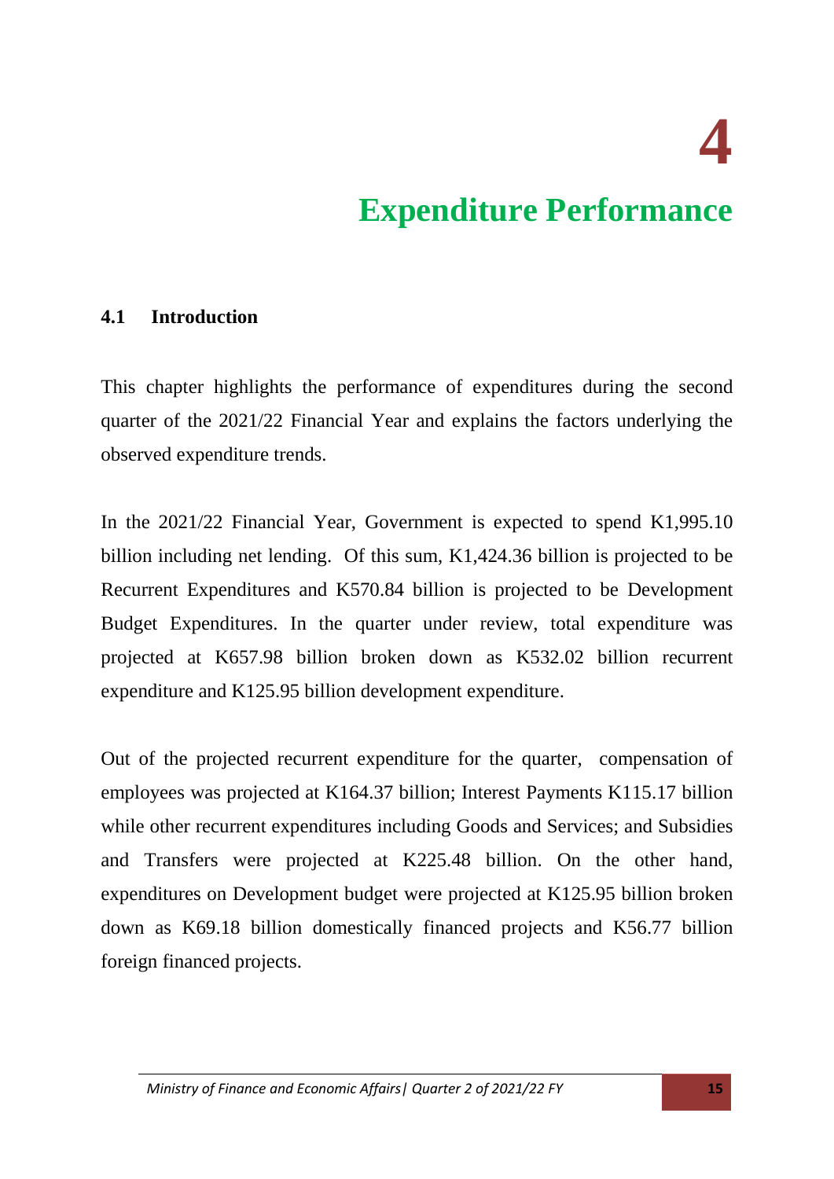# 4

# Expenditure Performance

## 4.1 Introduction

This chapter highlights the performance of expenditures during the second quarter of the 2021/22 Financial Year and explains the factors underlying the observed expenditure trends.

In the 2021/22 Financial Year, Government is expected to spend K1,995.10 billion including net lending. Of this sum, K1,424.36 billion is projected to be Recurrent Expenditures and K570.84 billion is projected to be Development Budget Expenditures. In the quarter under review, total expenditure was projected at K657.98 billion broken down as K532.02 billion recurrent expenditure and K125.95 billion development expenditure.

Out of the projected recurrent expenditure for the quarter, compensation of employees was projected at K164.37 billion; Interest Payments K115.17 billion while other recurrent expenditures including Goods and Services; and Subsidies and Transfers were projected at K225.48 billion. On the other hand, expenditures on Development budget were projected at K125.95 billion broken down as K69.18 billion domestically financed projects and K56.77 billion foreign financed projects.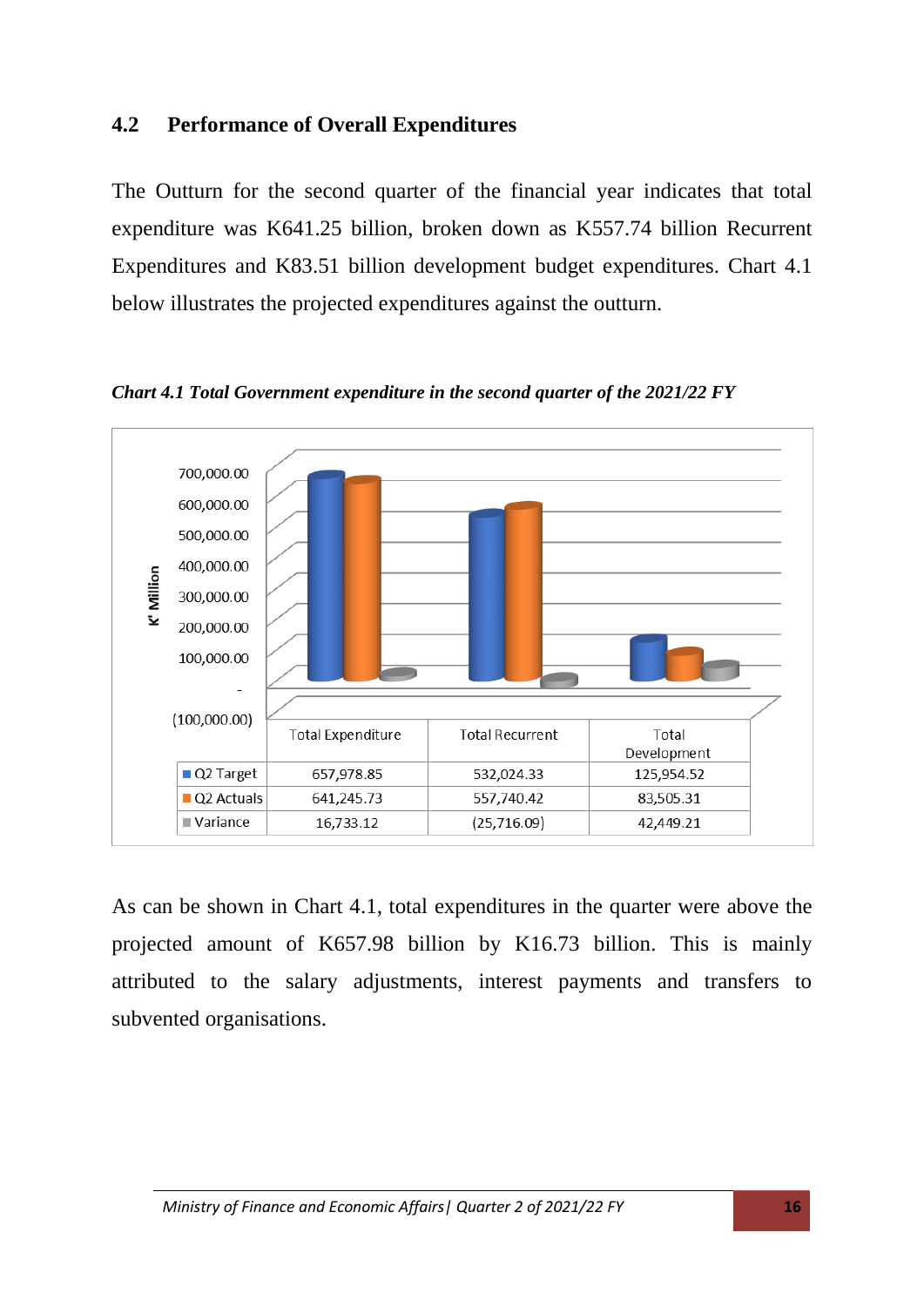## 4.2 Performance of Overall Expenditures

The Outturn for the second quarter of the financial year indicates that total expenditure was K641.25 billion, broken down as K557.74 billion Recurrent Expenditures and K83.51 billion development budget expenditures. Chart 4.1 below illustrates the projected expenditures against the outturn.

*Chart 4.1 Total Government expenditure in the second quarter of the 2021/22 FY*

| | Total Expenditure | Total Recurrent | Total Development |
|---|---|---|---|
| Q2 Target | 657,978.85 | 532,024.33 | 125,954.52 |
| Q2 Actuals | 641,245.73 | 557,740.42 | 83,505.31 |
| Variance | 16,733.12 | (25,716.09) | 42,449.21 |

As can be shown in Chart 4.1, total expenditures in the quarter were above the projected amount of K657.98 billion by K16.73 billion. This is mainly attributed to the salary adjustments, interest payments and transfers to subvented organisations.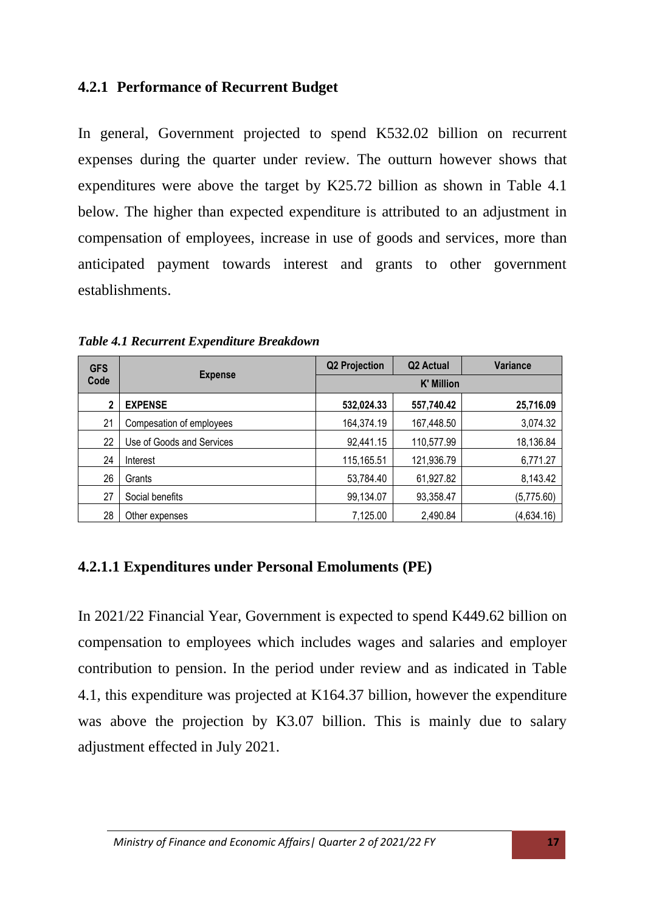### 4.2.1 Performance of Recurrent Budget

In general, Government projected to spend K532.02 billion on recurrent expenses during the quarter under review. The outturn however shows that expenditures were above the target by K25.72 billion as shown in Table 4.1 below. The higher than expected expenditure is attributed to an adjustment in compensation of employees, increase in use of goods and services, more than anticipated payment towards interest and grants to other government establishments.

*Table 4.1 Recurrent Expenditure Breakdown*

| GFS Code | Expense | Q2 Projection | Q2 Actual | Variance |
|---|---|---|---|---|
| | | K' Million | | |
| **2** | **EXPENSE** | **532,024.33** | **557,740.42** | **25,716.09** |
| 21 | Compesation of employees | 164,374.19 | 167,448.50 | 3,074.32 |
| 22 | Use of Goods and Services | 92,441.15 | 110,577.99 | 18,136.84 |
| 24 | Interest | 115,165.51 | 121,936.79 | 6,771.27 |
| 26 | Grants | 53,784.40 | 61,927.82 | 8,143.42 |
| 27 | Social benefits | 99,134.07 | 93,358.47 | (5,775.60) |
| 28 | Other expenses | 7,125.00 | 2,490.84 | (4,634.16) |

#### 4.2.1.1 Expenditures under Personal Emoluments (PE)

In 2021/22 Financial Year, Government is expected to spend K449.62 billion on compensation to employees which includes wages and salaries and employer contribution to pension. In the period under review and as indicated in Table 4.1, this expenditure was projected at K164.37 billion, however the expenditure was above the projection by K3.07 billion. This is mainly due to salary adjustment effected in July 2021.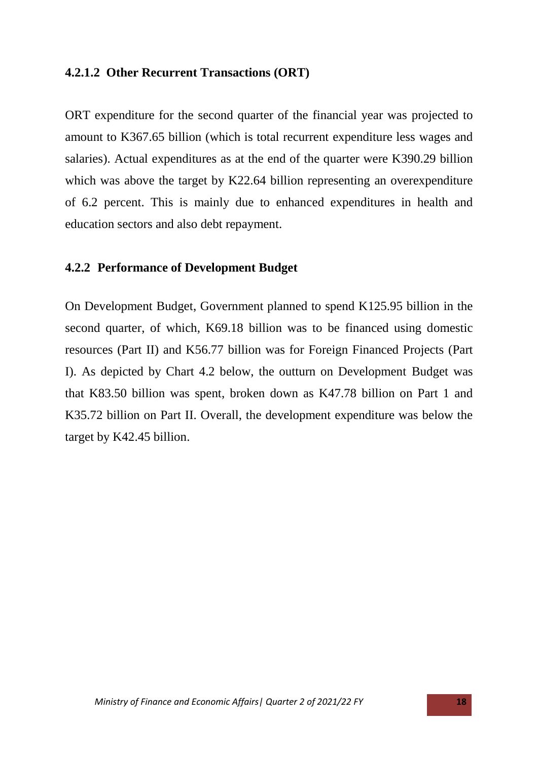#### 4.2.1.2 Other Recurrent Transactions (ORT)

ORT expenditure for the second quarter of the financial year was projected to amount to K367.65 billion (which is total recurrent expenditure less wages and salaries). Actual expenditures as at the end of the quarter were K390.29 billion which was above the target by K22.64 billion representing an overexpenditure of 6.2 percent. This is mainly due to enhanced expenditures in health and education sectors and also debt repayment.

### 4.2.2 Performance of Development Budget

On Development Budget, Government planned to spend K125.95 billion in the second quarter, of which, K69.18 billion was to be financed using domestic resources (Part II) and K56.77 billion was for Foreign Financed Projects (Part I). As depicted by Chart 4.2 below, the outturn on Development Budget was that K83.50 billion was spent, broken down as K47.78 billion on Part 1 and K35.72 billion on Part II. Overall, the development expenditure was below the target by K42.45 billion.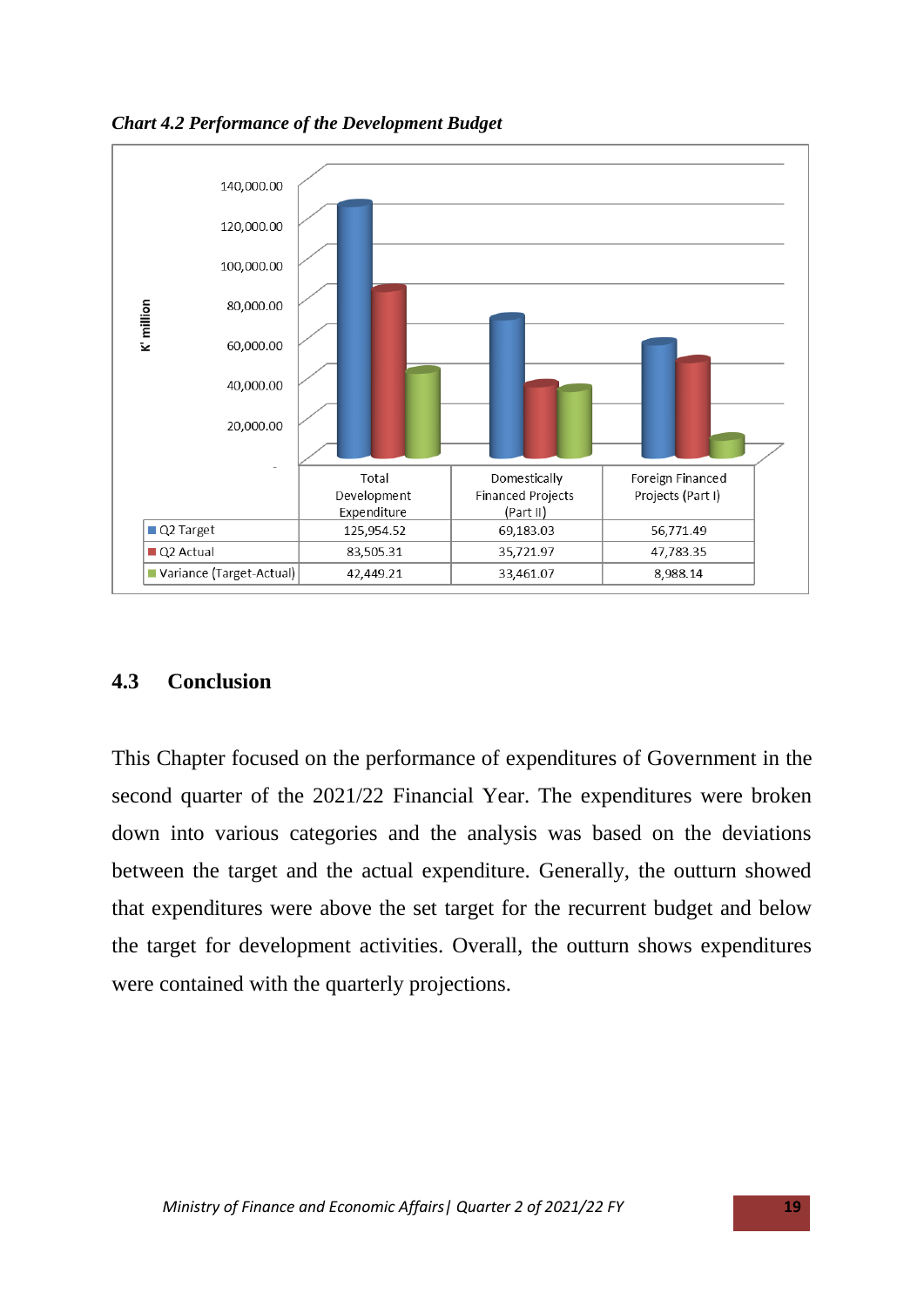*Chart 4.2 Performance of the Development Budget*

| | Total Development Expenditure | Domestically Financed Projects (Part II) | Foreign Financed Projects (Part I) |
|---|---|---|---|
| Q2 Target | 125,954.52 | 69,183.03 | 56,771.49 |
| Q2 Actual | 83,505.31 | 35,721.97 | 47,783.35 |
| Variance (Target-Actual) | 42,449.21 | 33,461.07 | 8,988.14 |

## 4.3 Conclusion

This Chapter focused on the performance of expenditures of Government in the second quarter of the 2021/22 Financial Year. The expenditures were broken down into various categories and the analysis was based on the deviations between the target and the actual expenditure. Generally, the outturn showed that expenditures were above the set target for the recurrent budget and below the target for development activities. Overall, the outturn shows expenditures were contained with the quarterly projections.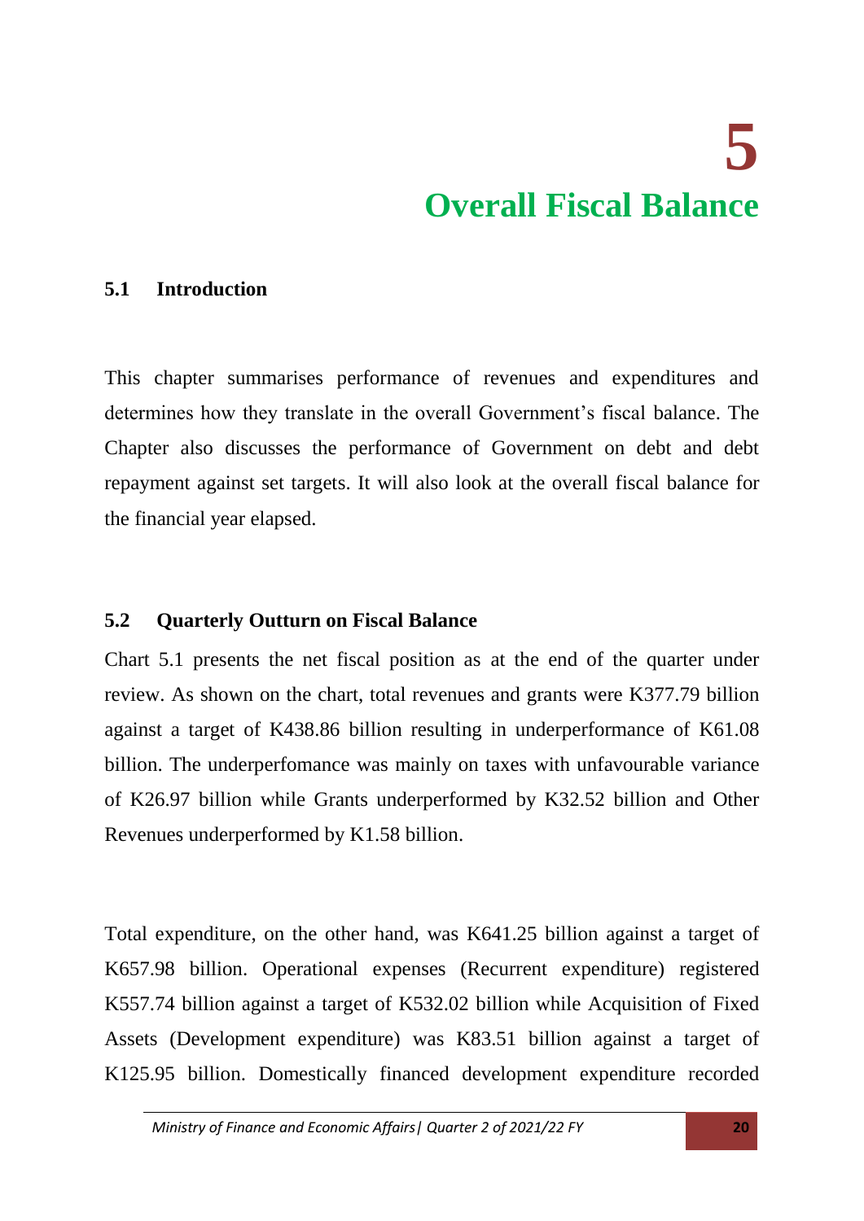# 5
# Overall Fiscal Balance

## 5.1 Introduction

This chapter summarises performance of revenues and expenditures and determines how they translate in the overall Government's fiscal balance. The Chapter also discusses the performance of Government on debt and debt repayment against set targets. It will also look at the overall fiscal balance for the financial year elapsed.

## 5.2 Quarterly Outturn on Fiscal Balance

Chart 5.1 presents the net fiscal position as at the end of the quarter under review. As shown on the chart, total revenues and grants were K377.79 billion against a target of K438.86 billion resulting in underperformance of K61.08 billion. The underperfomance was mainly on taxes with unfavourable variance of K26.97 billion while Grants underperformed by K32.52 billion and Other Revenues underperformed by K1.58 billion.

Total expenditure, on the other hand, was K641.25 billion against a target of K657.98 billion. Operational expenses (Recurrent expenditure) registered K557.74 billion against a target of K532.02 billion while Acquisition of Fixed Assets (Development expenditure) was K83.51 billion against a target of K125.95 billion. Domestically financed development expenditure recorded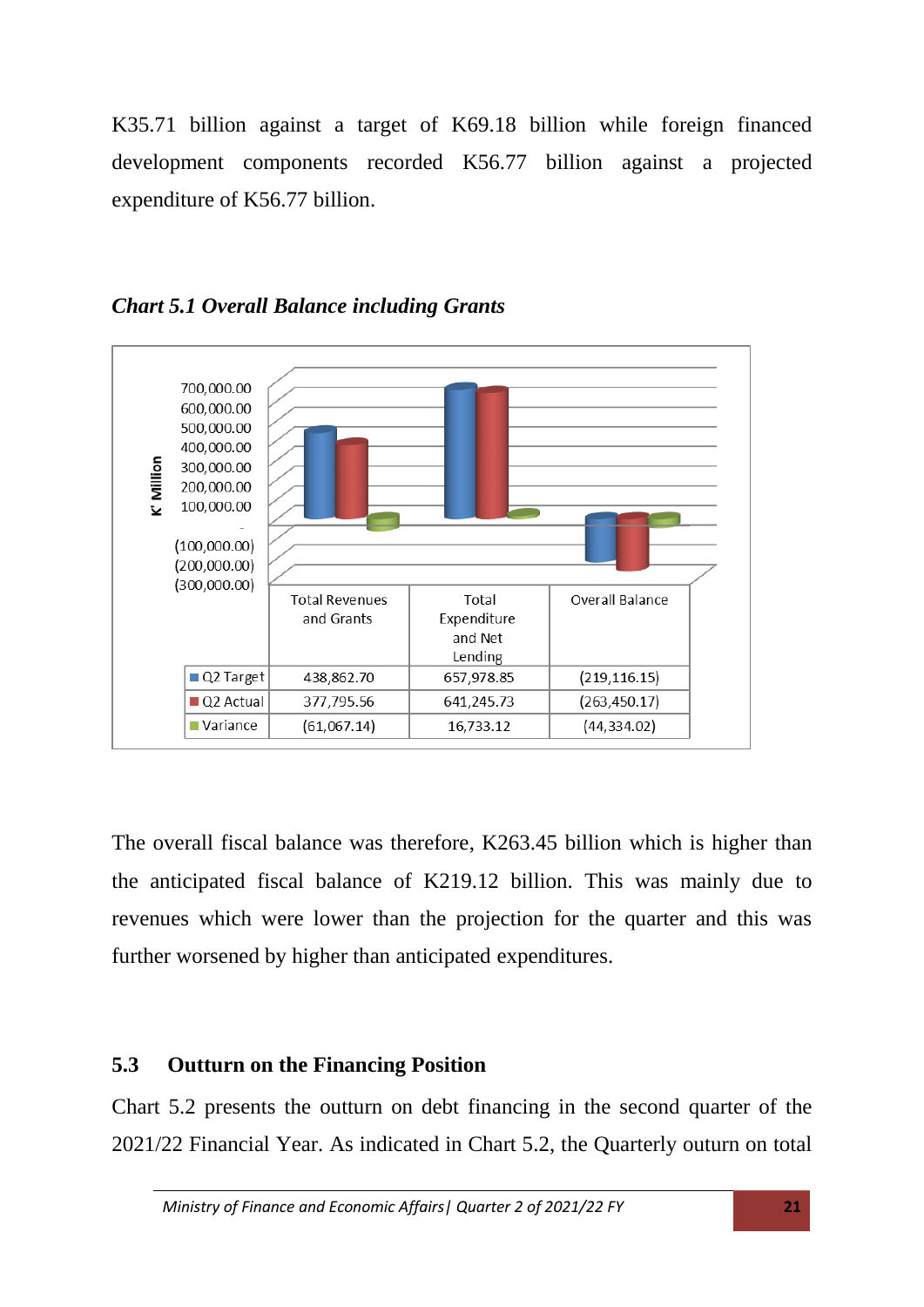K35.71 billion against a target of K69.18 billion while foreign financed development components recorded K56.77 billion against a projected expenditure of K56.77 billion.

*Chart 5.1 Overall Balance including Grants*

| K' Million | Total Revenues and Grants | Total Expenditure and Net Lending | Overall Balance |
|---|---|---|---|
| Q2 Target | 438,862.70 | 657,978.85 | (219,116.15) |
| Q2 Actual | 377,795.56 | 641,245.73 | (263,450.17) |
| Variance | (61,067.14) | 16,733.12 | (44,334.02) |

The overall fiscal balance was therefore, K263.45 billion which is higher than the anticipated fiscal balance of K219.12 billion. This was mainly due to revenues which were lower than the projection for the quarter and this was further worsened by higher than anticipated expenditures.

## 5.3 Outturn on the Financing Position

Chart 5.2 presents the outturn on debt financing in the second quarter of the 2021/22 Financial Year. As indicated in Chart 5.2, the Quarterly outurn on total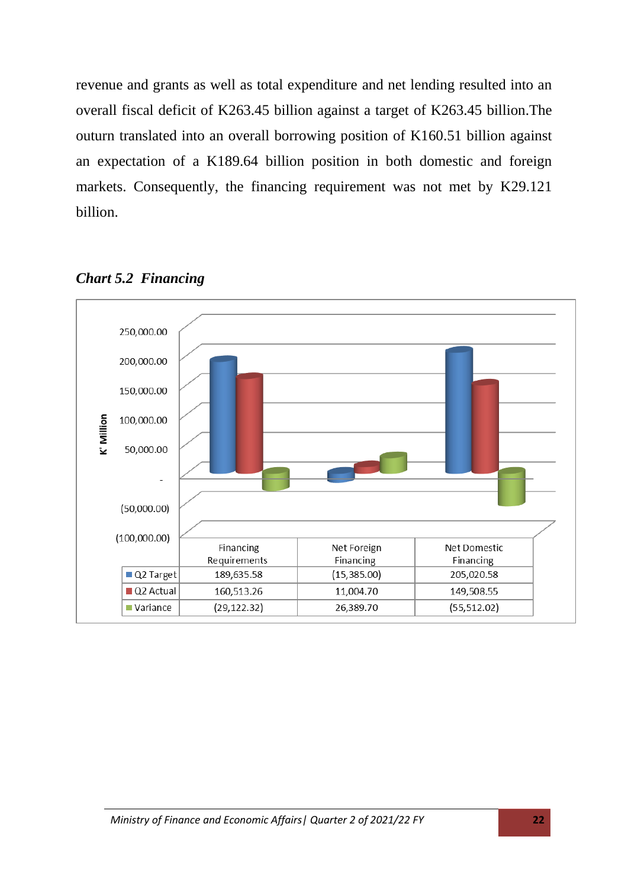revenue and grants as well as total expenditure and net lending resulted into an overall fiscal deficit of K263.45 billion against a target of K263.45 billion.The outurn translated into an overall borrowing position of K160.51 billion against an expectation of a K189.64 billion position in both domestic and foreign markets. Consequently, the financing requirement was not met by K29.121 billion.

***Chart 5.2 Financing***

| K' Million | Financing Requirements | Net Foreign Financing | Net Domestic Financing |
|---|---|---|---|
| Q2 Target | 189,635.58 | (15,385.00) | 205,020.58 |
| Q2 Actual | 160,513.26 | 11,004.70 | 149,508.55 |
| Variance | (29,122.32) | 26,389.70 | (55,512.02) |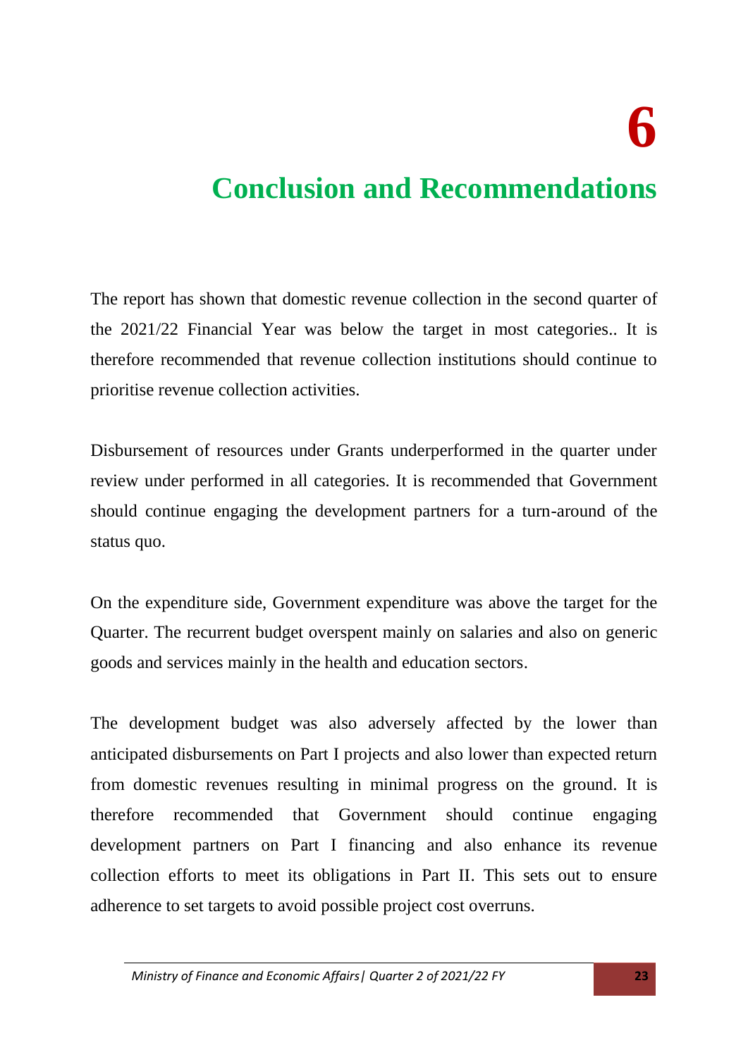# 6

# Conclusion and Recommendations

The report has shown that domestic revenue collection in the second quarter of the 2021/22 Financial Year was below the target in most categories.. It is therefore recommended that revenue collection institutions should continue to prioritise revenue collection activities.

Disbursement of resources under Grants underperformed in the quarter under review under performed in all categories. It is recommended that Government should continue engaging the development partners for a turn-around of the status quo.

On the expenditure side, Government expenditure was above the target for the Quarter. The recurrent budget overspent mainly on salaries and also on generic goods and services mainly in the health and education sectors.

The development budget was also adversely affected by the lower than anticipated disbursements on Part I projects and also lower than expected return from domestic revenues resulting in minimal progress on the ground. It is therefore recommended that Government should continue engaging development partners on Part I financing and also enhance its revenue collection efforts to meet its obligations in Part II. This sets out to ensure adherence to set targets to avoid possible project cost overruns.